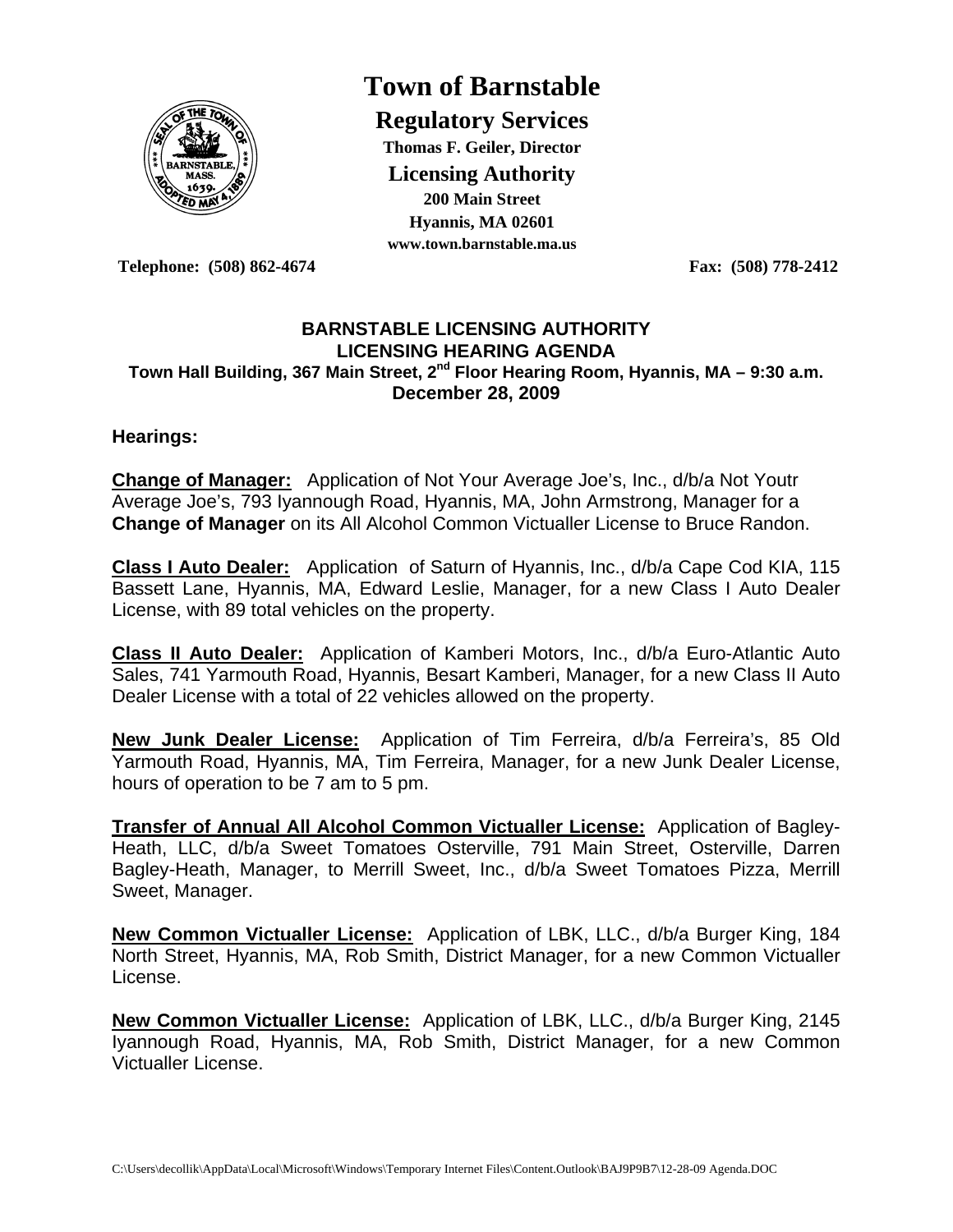# Town of Barnstable

## Regulatory Services

**Thomas F. Geiler, Director**

**Licensing Authority**

**200 Main Street**
**Hyannis, MA 02601**
**www.town.barnstable.ma.us**

**Telephone: (508) 862-4674** **Fax: (508) 778-2412**

**BARNSTABLE LICENSING AUTHORITY**
**LICENSING HEARING AGENDA**
**Town Hall Building, 367 Main Street, 2nd Floor Hearing Room, Hyannis, MA – 9:30 a.m.**
**December 28, 2009**

**Hearings:**

**Change of Manager:** Application of Not Your Average Joe's, Inc., d/b/a Not Youtr Average Joe's, 793 Iyannough Road, Hyannis, MA, John Armstrong, Manager for a **Change of Manager** on its All Alcohol Common Victualler License to Bruce Randon.

**Class I Auto Dealer:** Application of Saturn of Hyannis, Inc., d/b/a Cape Cod KIA, 115 Bassett Lane, Hyannis, MA, Edward Leslie, Manager, for a new Class I Auto Dealer License, with 89 total vehicles on the property.

**Class II Auto Dealer:** Application of Kamberi Motors, Inc., d/b/a Euro-Atlantic Auto Sales, 741 Yarmouth Road, Hyannis, Besart Kamberi, Manager, for a new Class II Auto Dealer License with a total of 22 vehicles allowed on the property.

**New Junk Dealer License:** Application of Tim Ferreira, d/b/a Ferreira's, 85 Old Yarmouth Road, Hyannis, MA, Tim Ferreira, Manager, for a new Junk Dealer License, hours of operation to be 7 am to 5 pm.

**Transfer of Annual All Alcohol Common Victualler License:** Application of Bagley-Heath, LLC, d/b/a Sweet Tomatoes Osterville, 791 Main Street, Osterville, Darren Bagley-Heath, Manager, to Merrill Sweet, Inc., d/b/a Sweet Tomatoes Pizza, Merrill Sweet, Manager.

**New Common Victualler License:** Application of LBK, LLC., d/b/a Burger King, 184 North Street, Hyannis, MA, Rob Smith, District Manager, for a new Common Victualler License.

**New Common Victualler License:** Application of LBK, LLC., d/b/a Burger King, 2145 Iyannough Road, Hyannis, MA, Rob Smith, District Manager, for a new Common Victualler License.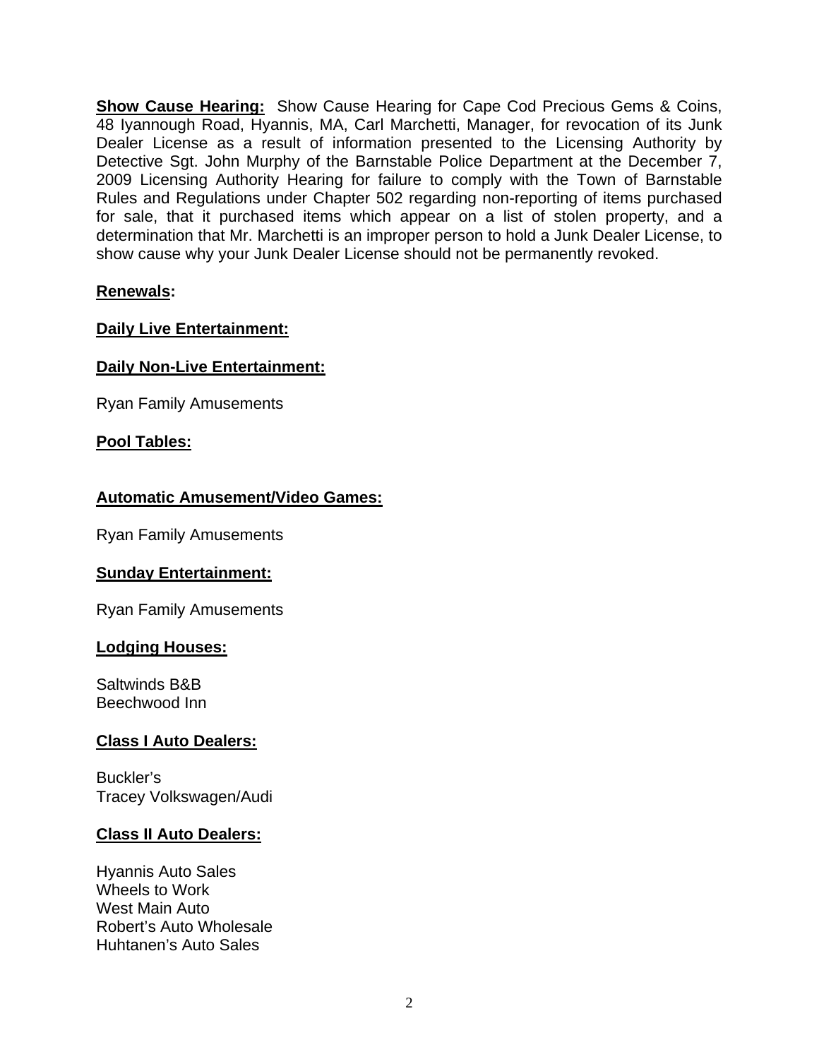**Show Cause Hearing:** Show Cause Hearing for Cape Cod Precious Gems & Coins, 48 Iyannough Road, Hyannis, MA, Carl Marchetti, Manager, for revocation of its Junk Dealer License as a result of information presented to the Licensing Authority by Detective Sgt. John Murphy of the Barnstable Police Department at the December 7, 2009 Licensing Authority Hearing for failure to comply with the Town of Barnstable Rules and Regulations under Chapter 502 regarding non-reporting of items purchased for sale, that it purchased items which appear on a list of stolen property, and a determination that Mr. Marchetti is an improper person to hold a Junk Dealer License, to show cause why your Junk Dealer License should not be permanently revoked.

**Renewals:**

**Daily Live Entertainment:**

**Daily Non-Live Entertainment:**

Ryan Family Amusements

**Pool Tables:**

**Automatic Amusement/Video Games:**

Ryan Family Amusements

**Sunday Entertainment:**

Ryan Family Amusements

**Lodging Houses:**

Saltwinds B&B
Beechwood Inn

**Class I Auto Dealers:**

Buckler's
Tracey Volkswagen/Audi

**Class II Auto Dealers:**

Hyannis Auto Sales
Wheels to Work
West Main Auto
Robert's Auto Wholesale
Huhtanen's Auto Sales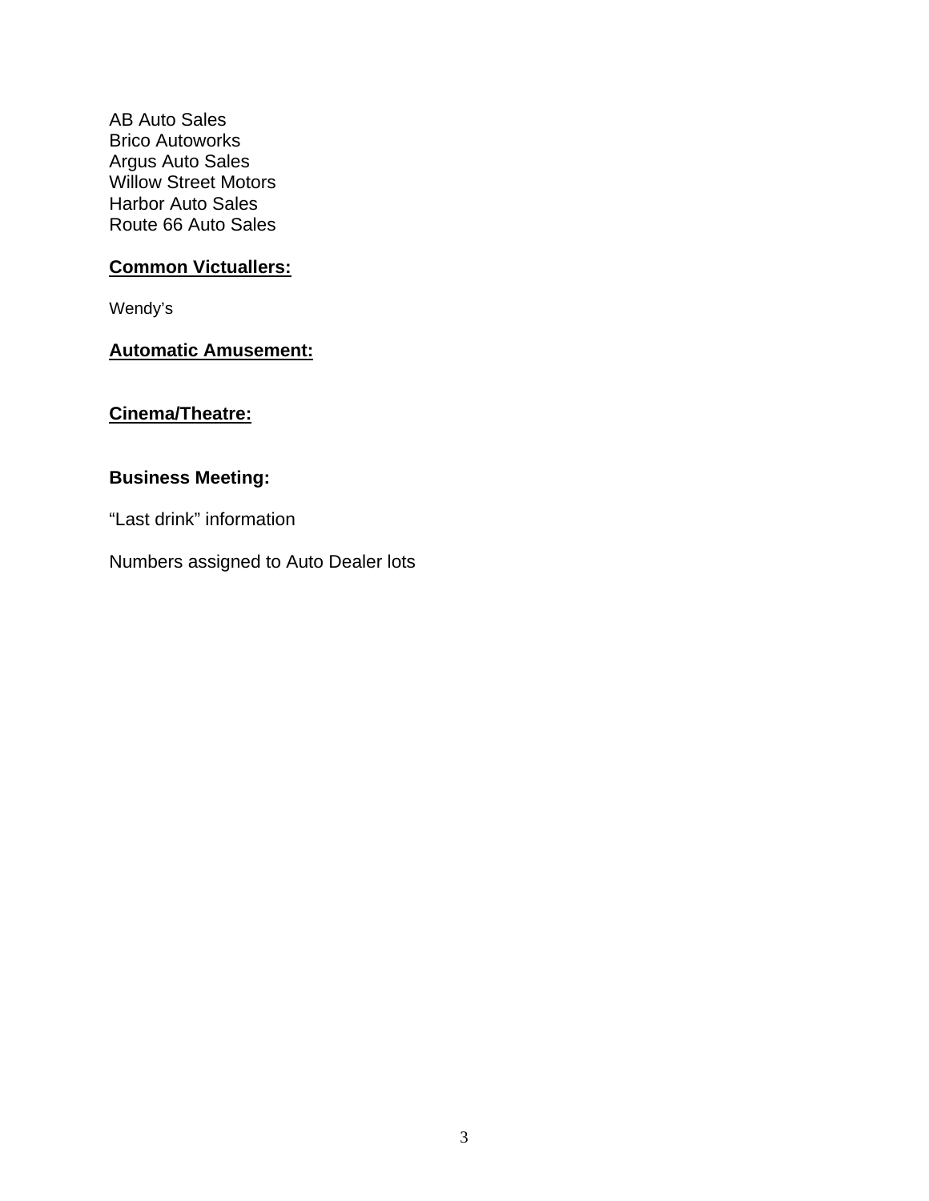AB Auto Sales
Brico Autoworks
Argus Auto Sales
Willow Street Motors
Harbor Auto Sales
Route 66 Auto Sales

**Common Victuallers:**

Wendy's

**Automatic Amusement:**

**Cinema/Theatre:**

**Business Meeting:**

"Last drink" information

Numbers assigned to Auto Dealer lots